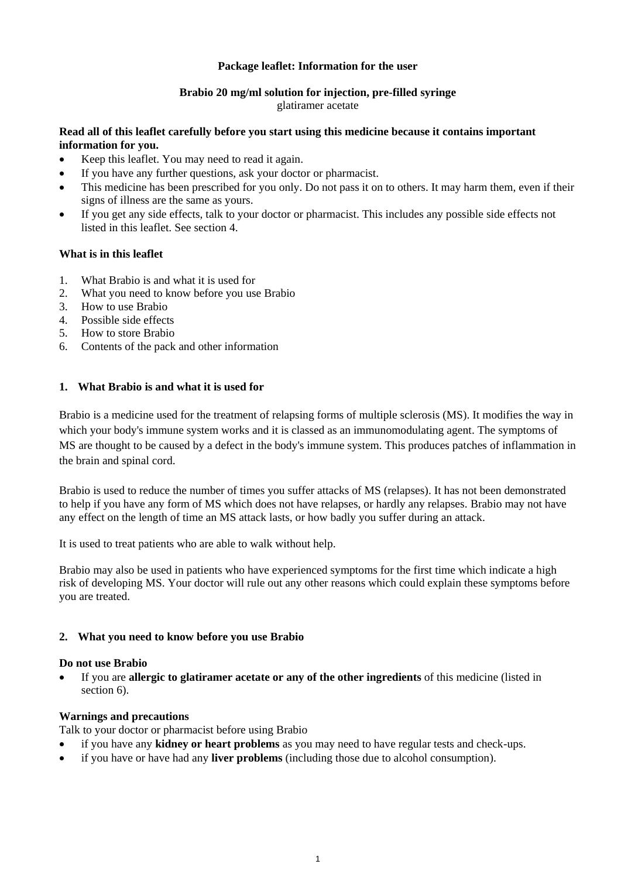**Package leaflet: Information for the user**

**Brabio 20 mg/ml solution for injection, pre-filled syringe**
glatiramer acetate

**Read all of this leaflet carefully before you start using this medicine because it contains important information for you.**

- Keep this leaflet. You may need to read it again.
- If you have any further questions, ask your doctor or pharmacist.
- This medicine has been prescribed for you only. Do not pass it on to others. It may harm them, even if their signs of illness are the same as yours.
- If you get any side effects, talk to your doctor or pharmacist. This includes any possible side effects not listed in this leaflet. See section 4.

**What is in this leaflet**

1. What Brabio is and what it is used for
2. What you need to know before you use Brabio
3. How to use Brabio
4. Possible side effects
5. How to store Brabio
6. Contents of the pack and other information

## 1. What Brabio is and what it is used for

Brabio is a medicine used for the treatment of relapsing forms of multiple sclerosis (MS). It modifies the way in which your body's immune system works and it is classed as an immunomodulating agent. The symptoms of MS are thought to be caused by a defect in the body's immune system. This produces patches of inflammation in the brain and spinal cord.

Brabio is used to reduce the number of times you suffer attacks of MS (relapses). It has not been demonstrated to help if you have any form of MS which does not have relapses, or hardly any relapses. Brabio may not have any effect on the length of time an MS attack lasts, or how badly you suffer during an attack.

It is used to treat patients who are able to walk without help.

Brabio may also be used in patients who have experienced symptoms for the first time which indicate a high risk of developing MS. Your doctor will rule out any other reasons which could explain these symptoms before you are treated.

## 2. What you need to know before you use Brabio

**Do not use Brabio**

- If you are **allergic to glatiramer acetate or any of the other ingredients** of this medicine (listed in section 6).

**Warnings and precautions**

Talk to your doctor or pharmacist before using Brabio

- if you have any **kidney or heart problems** as you may need to have regular tests and check-ups.
- if you have or have had any **liver problems** (including those due to alcohol consumption).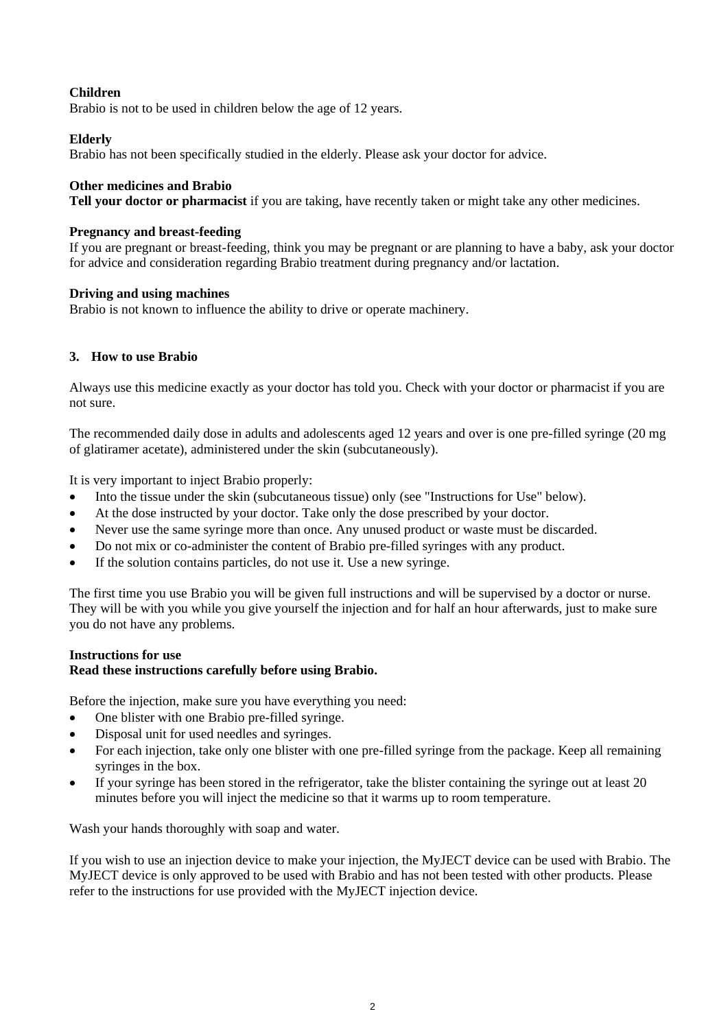**Children**
Brabio is not to be used in children below the age of 12 years.

**Elderly**
Brabio has not been specifically studied in the elderly. Please ask your doctor for advice.

**Other medicines and Brabio**
**Tell your doctor or pharmacist** if you are taking, have recently taken or might take any other medicines.

**Pregnancy and breast-feeding**
If you are pregnant or breast-feeding, think you may be pregnant or are planning to have a baby, ask your doctor for advice and consideration regarding Brabio treatment during pregnancy and/or lactation.

**Driving and using machines**
Brabio is not known to influence the ability to drive or operate machinery.

## 3. How to use Brabio

Always use this medicine exactly as your doctor has told you. Check with your doctor or pharmacist if you are not sure.

The recommended daily dose in adults and adolescents aged 12 years and over is one pre-filled syringe (20 mg of glatiramer acetate), administered under the skin (subcutaneously).

It is very important to inject Brabio properly:

- Into the tissue under the skin (subcutaneous tissue) only (see "Instructions for Use" below).
- At the dose instructed by your doctor. Take only the dose prescribed by your doctor.
- Never use the same syringe more than once. Any unused product or waste must be discarded.
- Do not mix or co-administer the content of Brabio pre-filled syringes with any product.
- If the solution contains particles, do not use it. Use a new syringe.

The first time you use Brabio you will be given full instructions and will be supervised by a doctor or nurse. They will be with you while you give yourself the injection and for half an hour afterwards, just to make sure you do not have any problems.

**Instructions for use**
**Read these instructions carefully before using Brabio.**

Before the injection, make sure you have everything you need:

- One blister with one Brabio pre-filled syringe.
- Disposal unit for used needles and syringes.
- For each injection, take only one blister with one pre-filled syringe from the package. Keep all remaining syringes in the box.
- If your syringe has been stored in the refrigerator, take the blister containing the syringe out at least 20 minutes before you will inject the medicine so that it warms up to room temperature.

Wash your hands thoroughly with soap and water.

If you wish to use an injection device to make your injection, the MyJECT device can be used with Brabio. The MyJECT device is only approved to be used with Brabio and has not been tested with other products. Please refer to the instructions for use provided with the MyJECT injection device.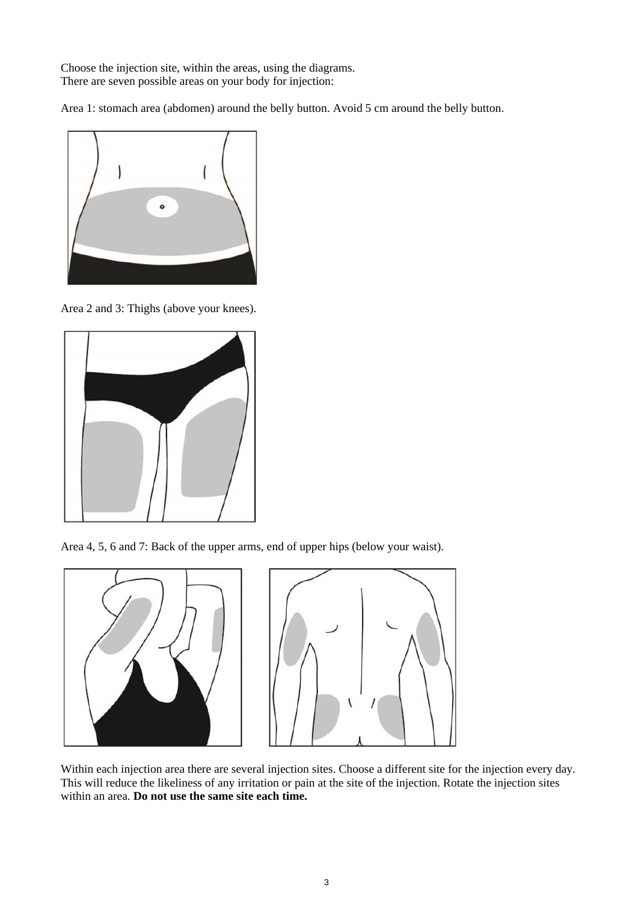Choose the injection site, within the areas, using the diagrams.
There are seven possible areas on your body for injection:

Area 1: stomach area (abdomen) around the belly button. Avoid 5 cm around the belly button.

Area 2 and 3: Thighs (above your knees).

Area 4, 5, 6 and 7: Back of the upper arms, end of upper hips (below your waist).

Within each injection area there are several injection sites. Choose a different site for the injection every day. This will reduce the likeliness of any irritation or pain at the site of the injection. Rotate the injection sites within an area. **Do not use the same site each time.**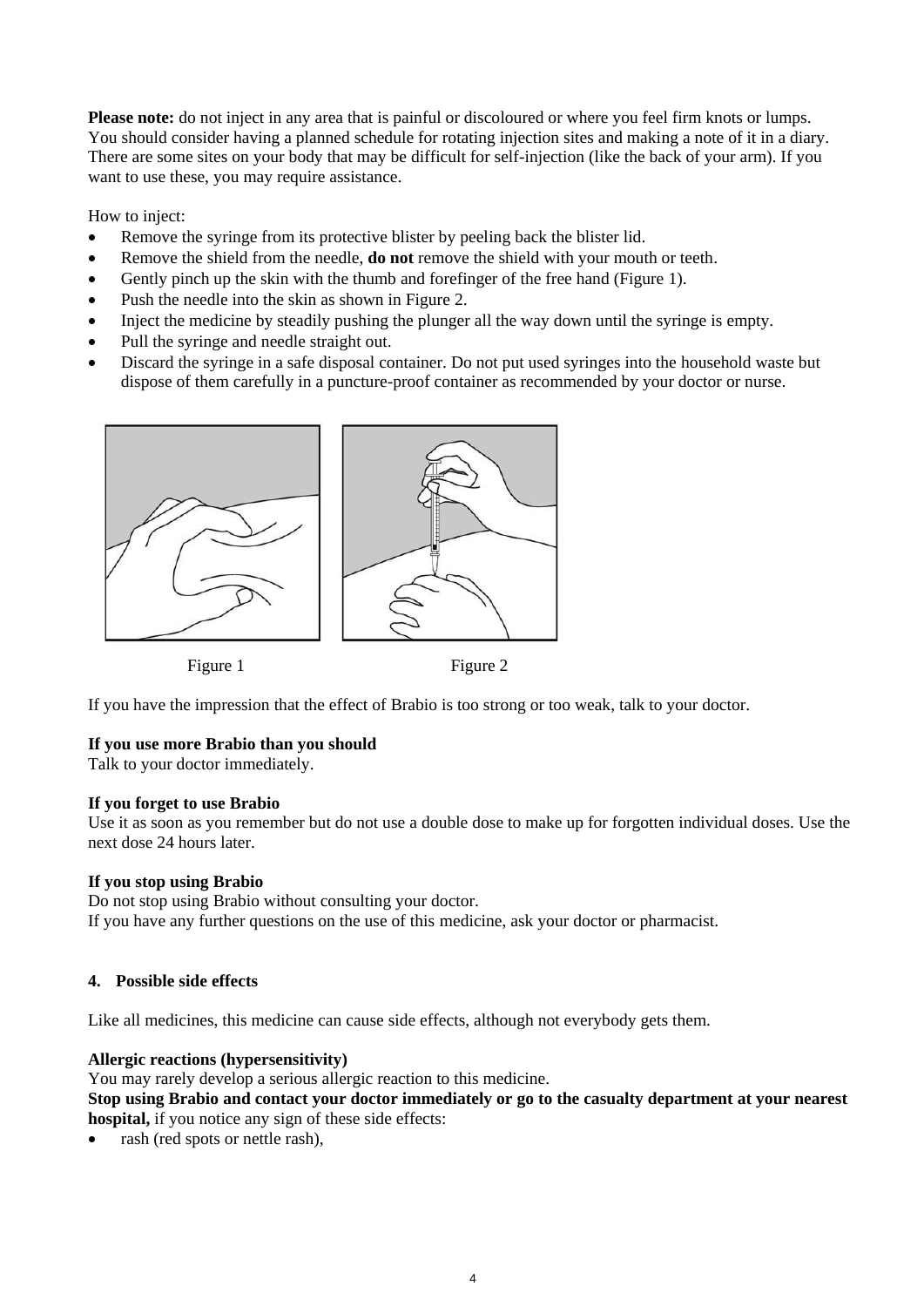**Please note:** do not inject in any area that is painful or discoloured or where you feel firm knots or lumps. You should consider having a planned schedule for rotating injection sites and making a note of it in a diary. There are some sites on your body that may be difficult for self-injection (like the back of your arm). If you want to use these, you may require assistance.

How to inject:

- Remove the syringe from its protective blister by peeling back the blister lid.
- Remove the shield from the needle, **do not** remove the shield with your mouth or teeth.
- Gently pinch up the skin with the thumb and forefinger of the free hand (Figure 1).
- Push the needle into the skin as shown in Figure 2.
- Inject the medicine by steadily pushing the plunger all the way down until the syringe is empty.
- Pull the syringe and needle straight out.
- Discard the syringe in a safe disposal container. Do not put used syringes into the household waste but dispose of them carefully in a puncture-proof container as recommended by your doctor or nurse.

Figure 1

Figure 2

If you have the impression that the effect of Brabio is too strong or too weak, talk to your doctor.

**If you use more Brabio than you should**
Talk to your doctor immediately.

**If you forget to use Brabio**
Use it as soon as you remember but do not use a double dose to make up for forgotten individual doses. Use the next dose 24 hours later.

**If you stop using Brabio**
Do not stop using Brabio without consulting your doctor.
If you have any further questions on the use of this medicine, ask your doctor or pharmacist.

## 4. Possible side effects

Like all medicines, this medicine can cause side effects, although not everybody gets them.

**Allergic reactions (hypersensitivity)**
You may rarely develop a serious allergic reaction to this medicine.
**Stop using Brabio and contact your doctor immediately or go to the casualty department at your nearest hospital,** if you notice any sign of these side effects:

- rash (red spots or nettle rash),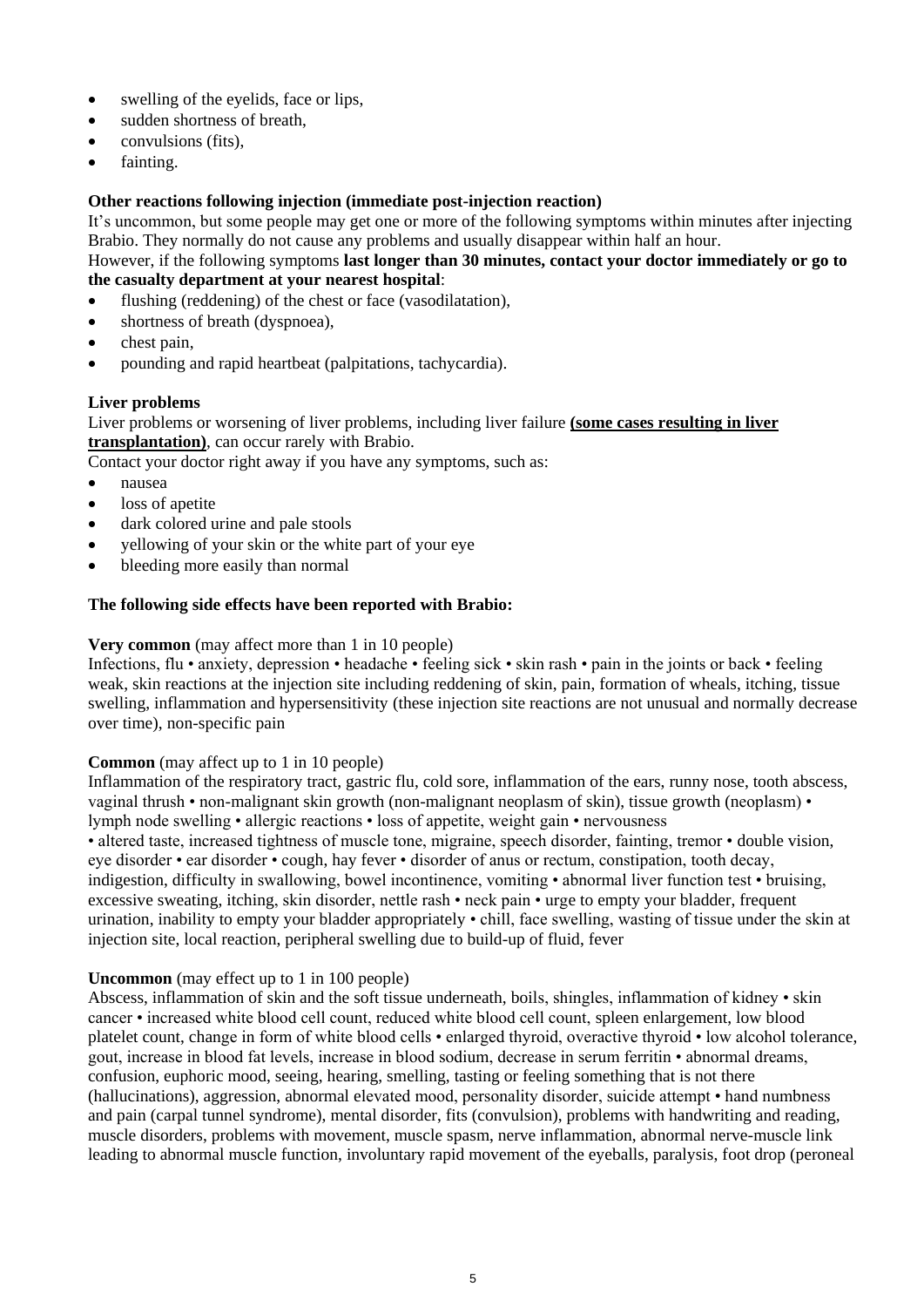- swelling of the eyelids, face or lips,
- sudden shortness of breath,
- convulsions (fits),
- fainting.

**Other reactions following injection (immediate post-injection reaction)**

It's uncommon, but some people may get one or more of the following symptoms within minutes after injecting Brabio. They normally do not cause any problems and usually disappear within half an hour.
However, if the following symptoms **last longer than 30 minutes, contact your doctor immediately or go to the casualty department at your nearest hospital**:

- flushing (reddening) of the chest or face (vasodilatation),
- shortness of breath (dyspnoea),
- chest pain,
- pounding and rapid heartbeat (palpitations, tachycardia).

**Liver problems**

Liver problems or worsening of liver problems, including liver failure **(some cases resulting in liver transplantation)**, can occur rarely with Brabio.
Contact your doctor right away if you have any symptoms, such as:

- nausea
- loss of apetite
- dark colored urine and pale stools
- yellowing of your skin or the white part of your eye
- bleeding more easily than normal

**The following side effects have been reported with Brabio:**

**Very common** (may affect more than 1 in 10 people)
Infections, flu • anxiety, depression • headache • feeling sick • skin rash • pain in the joints or back • feeling weak, skin reactions at the injection site including reddening of skin, pain, formation of wheals, itching, tissue swelling, inflammation and hypersensitivity (these injection site reactions are not unusual and normally decrease over time), non-specific pain

**Common** (may affect up to 1 in 10 people)
Inflammation of the respiratory tract, gastric flu, cold sore, inflammation of the ears, runny nose, tooth abscess, vaginal thrush • non-malignant skin growth (non-malignant neoplasm of skin), tissue growth (neoplasm) • lymph node swelling • allergic reactions • loss of appetite, weight gain • nervousness
• altered taste, increased tightness of muscle tone, migraine, speech disorder, fainting, tremor • double vision, eye disorder • ear disorder • cough, hay fever • disorder of anus or rectum, constipation, tooth decay, indigestion, difficulty in swallowing, bowel incontinence, vomiting • abnormal liver function test • bruising, excessive sweating, itching, skin disorder, nettle rash • neck pain • urge to empty your bladder, frequent urination, inability to empty your bladder appropriately • chill, face swelling, wasting of tissue under the skin at injection site, local reaction, peripheral swelling due to build-up of fluid, fever

**Uncommon** (may effect up to 1 in 100 people)
Abscess, inflammation of skin and the soft tissue underneath, boils, shingles, inflammation of kidney • skin cancer • increased white blood cell count, reduced white blood cell count, spleen enlargement, low blood platelet count, change in form of white blood cells • enlarged thyroid, overactive thyroid • low alcohol tolerance, gout, increase in blood fat levels, increase in blood sodium, decrease in serum ferritin • abnormal dreams, confusion, euphoric mood, seeing, hearing, smelling, tasting or feeling something that is not there (hallucinations), aggression, abnormal elevated mood, personality disorder, suicide attempt • hand numbness and pain (carpal tunnel syndrome), mental disorder, fits (convulsion), problems with handwriting and reading, muscle disorders, problems with movement, muscle spasm, nerve inflammation, abnormal nerve-muscle link leading to abnormal muscle function, involuntary rapid movement of the eyeballs, paralysis, foot drop (peroneal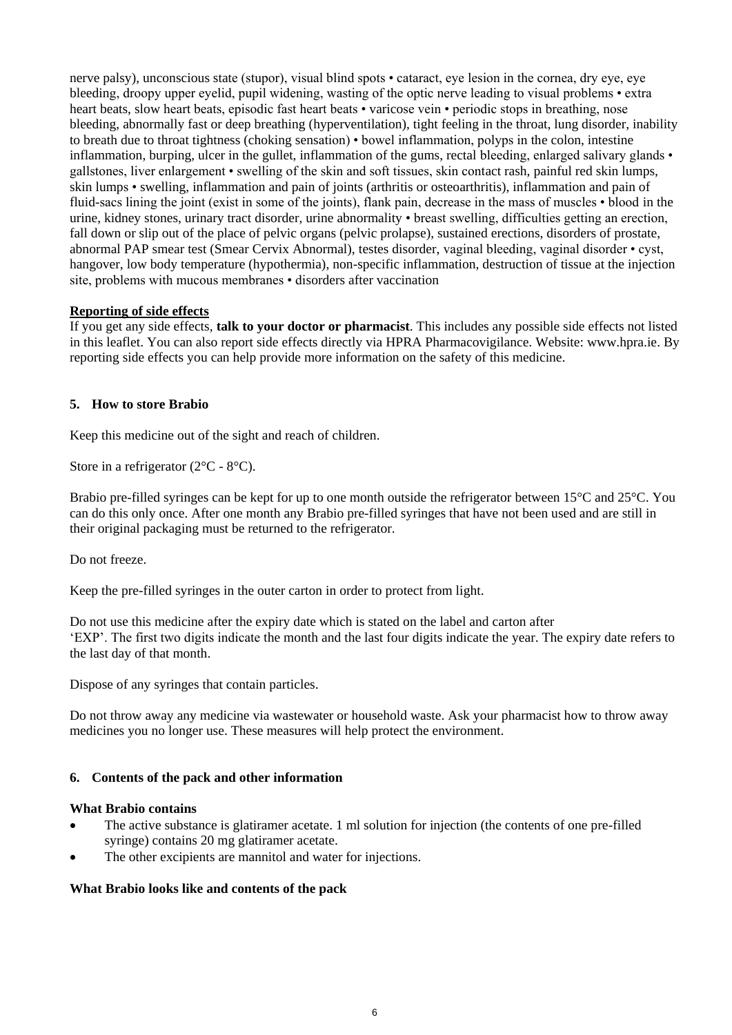nerve palsy), unconscious state (stupor), visual blind spots • cataract, eye lesion in the cornea, dry eye, eye bleeding, droopy upper eyelid, pupil widening, wasting of the optic nerve leading to visual problems • extra heart beats, slow heart beats, episodic fast heart beats • varicose vein • periodic stops in breathing, nose bleeding, abnormally fast or deep breathing (hyperventilation), tight feeling in the throat, lung disorder, inability to breath due to throat tightness (choking sensation) • bowel inflammation, polyps in the colon, intestine inflammation, burping, ulcer in the gullet, inflammation of the gums, rectal bleeding, enlarged salivary glands • gallstones, liver enlargement • swelling of the skin and soft tissues, skin contact rash, painful red skin lumps, skin lumps • swelling, inflammation and pain of joints (arthritis or osteoarthritis), inflammation and pain of fluid-sacs lining the joint (exist in some of the joints), flank pain, decrease in the mass of muscles • blood in the urine, kidney stones, urinary tract disorder, urine abnormality • breast swelling, difficulties getting an erection, fall down or slip out of the place of pelvic organs (pelvic prolapse), sustained erections, disorders of prostate, abnormal PAP smear test (Smear Cervix Abnormal), testes disorder, vaginal bleeding, vaginal disorder • cyst, hangover, low body temperature (hypothermia), non-specific inflammation, destruction of tissue at the injection site, problems with mucous membranes • disorders after vaccination

**Reporting of side effects**

If you get any side effects, **talk to your doctor or pharmacist**. This includes any possible side effects not listed in this leaflet. You can also report side effects directly via HPRA Pharmacovigilance. Website: www.hpra.ie. By reporting side effects you can help provide more information on the safety of this medicine.

## 5. How to store Brabio

Keep this medicine out of the sight and reach of children.

Store in a refrigerator (2°C - 8°C).

Brabio pre-filled syringes can be kept for up to one month outside the refrigerator between 15°C and 25°C. You can do this only once. After one month any Brabio pre-filled syringes that have not been used and are still in their original packaging must be returned to the refrigerator.

Do not freeze.

Keep the pre-filled syringes in the outer carton in order to protect from light.

Do not use this medicine after the expiry date which is stated on the label and carton after 'EXP'. The first two digits indicate the month and the last four digits indicate the year. The expiry date refers to the last day of that month.

Dispose of any syringes that contain particles.

Do not throw away any medicine via wastewater or household waste. Ask your pharmacist how to throw away medicines you no longer use. These measures will help protect the environment.

## 6. Contents of the pack and other information

**What Brabio contains**

- The active substance is glatiramer acetate. 1 ml solution for injection (the contents of one pre-filled syringe) contains 20 mg glatiramer acetate.
- The other excipients are mannitol and water for injections.

**What Brabio looks like and contents of the pack**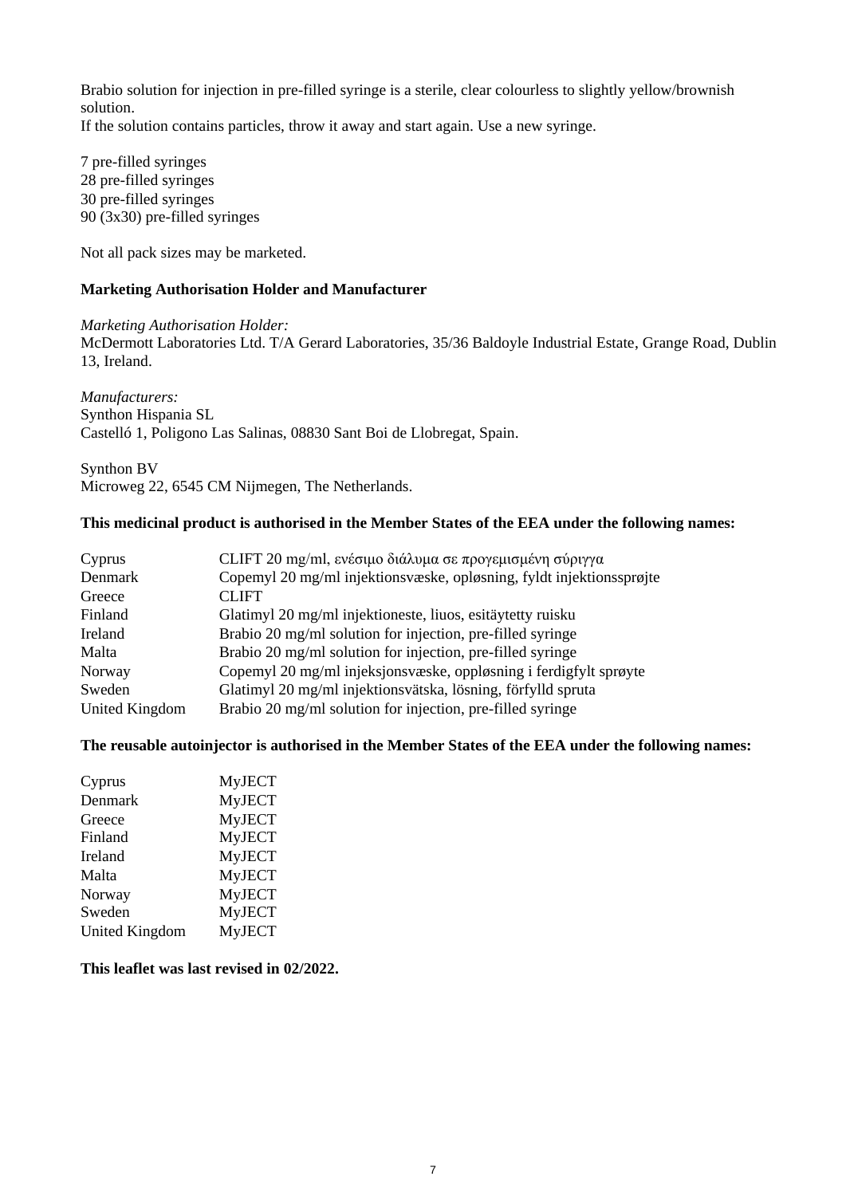Brabio solution for injection in pre-filled syringe is a sterile, clear colourless to slightly yellow/brownish solution.
If the solution contains particles, throw it away and start again. Use a new syringe.

7 pre-filled syringes
28 pre-filled syringes
30 pre-filled syringes
90 (3x30) pre-filled syringes

Not all pack sizes may be marketed.

**Marketing Authorisation Holder and Manufacturer**

*Marketing Authorisation Holder:*
McDermott Laboratories Ltd. T/A Gerard Laboratories, 35/36 Baldoyle Industrial Estate, Grange Road, Dublin 13, Ireland.

*Manufacturers:*
Synthon Hispania SL
Castelló 1, Poligono Las Salinas, 08830 Sant Boi de Llobregat, Spain.

Synthon BV
Microweg 22, 6545 CM Nijmegen, The Netherlands.

**This medicinal product is authorised in the Member States of the EEA under the following names:**

| | |
|---|---|
| Cyprus | CLIFT 20 mg/ml, ενέσιμο διάλυμα σε προγεμισμένη σύριγγα |
| Denmark | Copemyl 20 mg/ml injektionsvæske, opløsning, fyldt injektionssprøjte |
| Greece | CLIFT |
| Finland | Glatimyl 20 mg/ml injektioneste, liuos, esitäytetty ruisku |
| Ireland | Brabio 20 mg/ml solution for injection, pre-filled syringe |
| Malta | Brabio 20 mg/ml solution for injection, pre-filled syringe |
| Norway | Copemyl 20 mg/ml injeksjonsvæske, oppløsning i ferdigfylt sprøyte |
| Sweden | Glatimyl 20 mg/ml injektionsvätska, lösning, förfylld spruta |
| United Kingdom | Brabio 20 mg/ml solution for injection, pre-filled syringe |

**The reusable autoinjector is authorised in the Member States of the EEA under the following names:**

| | |
|---|---|
| Cyprus | MyJECT |
| Denmark | MyJECT |
| Greece | MyJECT |
| Finland | MyJECT |
| Ireland | MyJECT |
| Malta | MyJECT |
| Norway | MyJECT |
| Sweden | MyJECT |
| United Kingdom | MyJECT |

**This leaflet was last revised in 02/2022.**